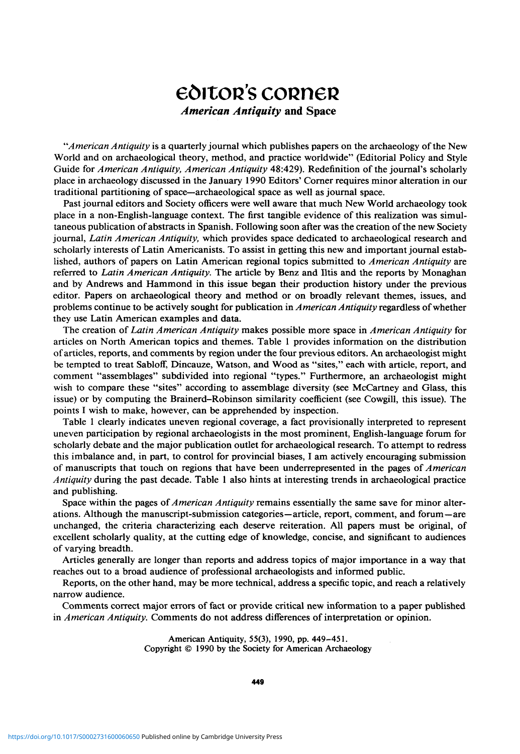# EDITOR'S CORNER

## *American Antiquity* and Space

"*American Antiquity* is a quarterly journal which publishes papers on the archaeology of the New World and on archaeological theory, method, and practice worldwide" (Editorial Policy and Style Guide for *American Antiquity, American Antiquity* 48:429). Redefinition of the journal's scholarly place in archaeology discussed in the January 1990 Editors' Corner requires minor alteration in our traditional partitioning of space—archaeological space as well as journal space.

Past journal editors and Society officers were well aware that much New World archaeology took place in a non-English-language context. The first tangible evidence of this realization was simultaneous publication of abstracts in Spanish. Following soon after was the creation of the new Society journal, *Latin American Antiquity,* which provides space dedicated to archaeological research and scholarly interests of Latin Americanists. To assist in getting this new and important journal established, authors of papers on Latin American regional topics submitted to *American Antiquity* are referred to *Latin American Antiquity.* The article by Benz and Iltis and the reports by Monaghan and by Andrews and Hammond in this issue began their production history under the previous editor. Papers on archaeological theory and method or on broadly relevant themes, issues, and problems continue to be actively sought for publication in *American Antiquity* regardless of whether they use Latin American examples and data.

The creation of *Latin American Antiquity* makes possible more space in *American Antiquity* for articles on North American topics and themes. Table 1 provides information on the distribution of articles, reports, and comments by region under the four previous editors. An archaeologist might be tempted to treat Sabloff, Dincauze, Watson, and Wood as "sites," each with article, report, and comment "assemblages" subdivided into regional "types." Furthermore, an archaeologist might wish to compare these "sites" according to assemblage diversity (see McCartney and Glass, this issue) or by computing the Brainerd–Robinson similarity coefficient (see Cowgill, this issue). The points I wish to make, however, can be apprehended by inspection.

Table 1 clearly indicates uneven regional coverage, a fact provisionally interpreted to represent uneven participation by regional archaeologists in the most prominent, English-language forum for scholarly debate and the major publication outlet for archaeological research. To attempt to redress this imbalance and, in part, to control for provincial biases, I am actively encouraging submission of manuscripts that touch on regions that have been underrepresented in the pages of *American Antiquity* during the past decade. Table 1 also hints at interesting trends in archaeological practice and publishing.

Space within the pages of *American Antiquity* remains essentially the same save for minor alterations. Although the manuscript-submission categories—article, report, comment, and forum—are unchanged, the criteria characterizing each deserve reiteration. All papers must be original, of excellent scholarly quality, at the cutting edge of knowledge, concise, and significant to audiences of varying breadth.

Articles generally are longer than reports and address topics of major importance in a way that reaches out to a broad audience of professional archaeologists and informed public.

Reports, on the other hand, may be more technical, address a specific topic, and reach a relatively narrow audience.

Comments correct major errors of fact or provide critical new information to a paper published in *American Antiquity.* Comments do not address differences of interpretation or opinion.

American Antiquity, 55(3), 1990, pp. 449–451.
Copyright © 1990 by the Society for American Archaeology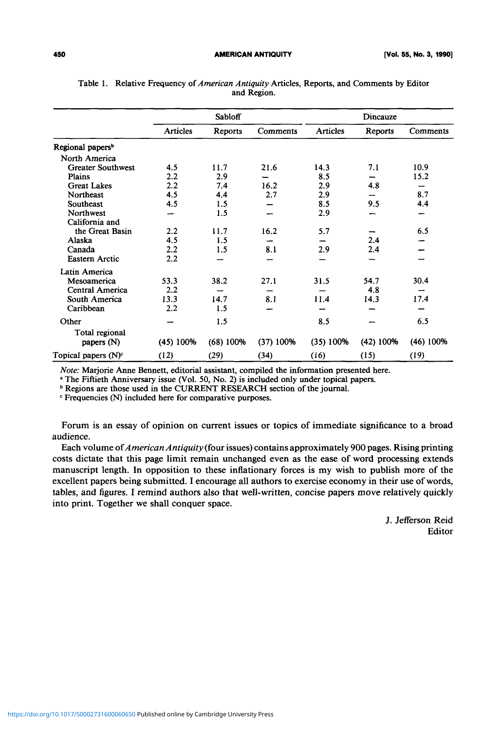Table 1. Relative Frequency of *American Antiquity* Articles, Reports, and Comments by Editor and Region.

| | Sabloff | | | Dincauze | | |
|---|---|---|---|---|---|---|
| | Articles | Reports | Comments | Articles | Reports | Comments |
| Regional papers[b] | | | | | | |
| North America | | | | | | |
| Greater Southwest | 4.5 | 11.7 | 21.6 | 14.3 | 7.1 | 10.9 |
| Plains | 2.2 | 2.9 | — | 8.5 | — | 15.2 |
| Great Lakes | 2.2 | 7.4 | 16.2 | 2.9 | 4.8 | — |
| Northeast | 4.5 | 4.4 | 2.7 | 2.9 | — | 8.7 |
| Southeast | 4.5 | 1.5 | — | 8.5 | 9.5 | 4.4 |
| Northwest | — | 1.5 | — | 2.9 | — | — |
| California and the Great Basin | 2.2 | 11.7 | 16.2 | 5.7 | — | 6.5 |
| Alaska | 4.5 | 1.5 | — | — | 2.4 | — |
| Canada | 2.2 | 1.5 | 8.1 | 2.9 | 2.4 | — |
| Eastern Arctic | 2.2 | — | — | — | — | — |
| Latin America | | | | | | |
| Mesoamerica | 53.3 | 38.2 | 27.1 | 31.5 | 54.7 | 30.4 |
| Central America | 2.2 | — | — | — | 4.8 | — |
| South America | 13.3 | 14.7 | 8.1 | 11.4 | 14.3 | 17.4 |
| Caribbean | 2.2 | 1.5 | — | — | — | — |
| Other | — | 1.5 | | 8.5 | — | 6.5 |
| Total regional papers (N) | (45) 100% | (68) 100% | (37) 100% | (35) 100% | (42) 100% | (46) 100% |
| Topical papers (N)[c] | (12) | (29) | (34) | (16) | (15) | (19) |

*Note:* Marjorie Anne Bennett, editorial assistant, compiled the information presented here.

[a] The Fiftieth Anniversary issue (Vol. 50, No. 2) is included only under topical papers.

[b] Regions are those used in the CURRENT RESEARCH section of the journal.

[c] Frequencies (N) included here for comparative purposes.

Forum is an essay of opinion on current issues or topics of immediate significance to a broad audience.

Each volume of *American Antiquity* (four issues) contains approximately 900 pages. Rising printing costs dictate that this page limit remain unchanged even as the ease of word processing extends manuscript length. In opposition to these inflationary forces is my wish to publish more of the excellent papers being submitted. I encourage all authors to exercise economy in their use of words, tables, and figures. I remind authors also that well-written, concise papers move relatively quickly into print. Together we shall conquer space.

J. Jefferson Reid
Editor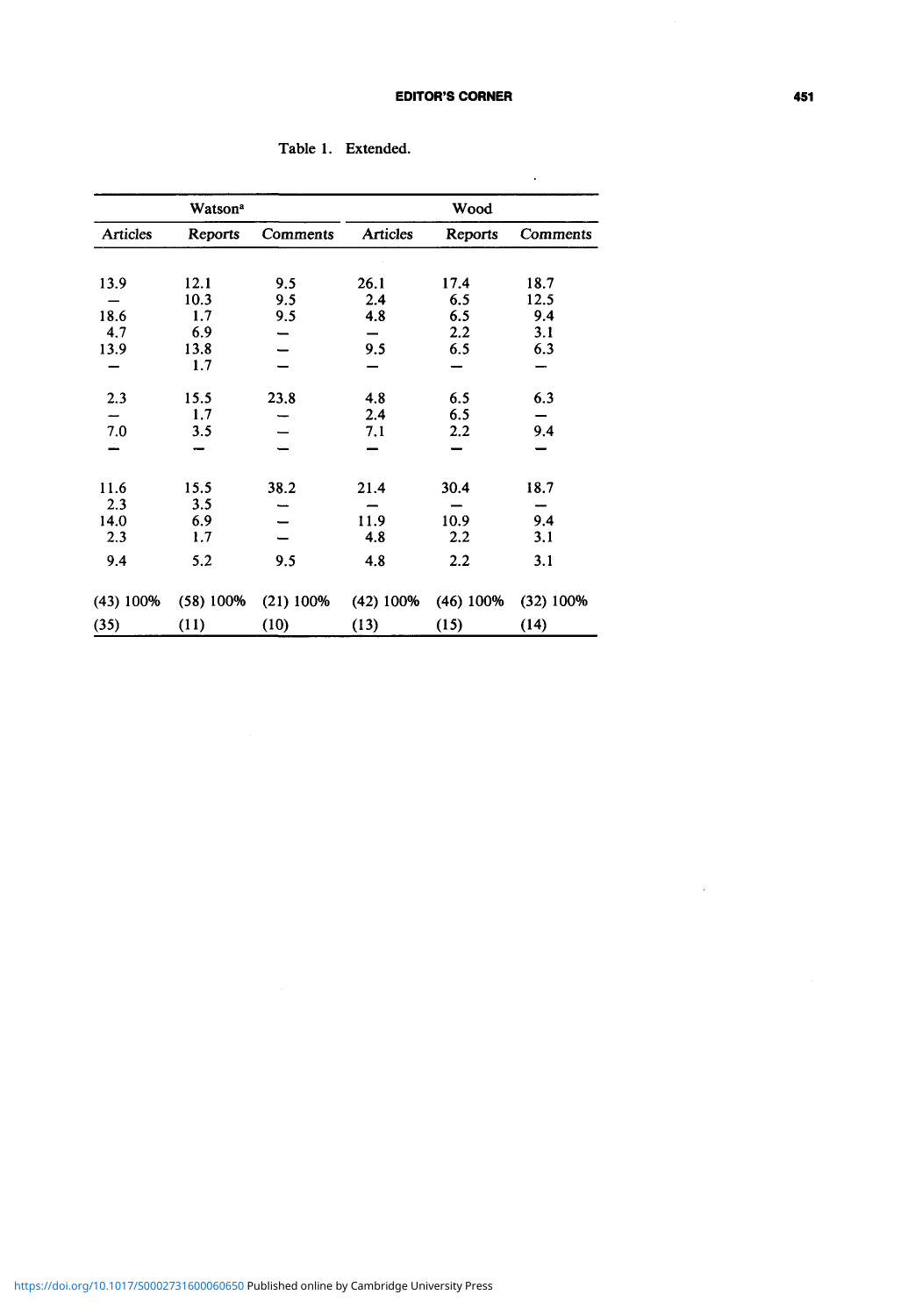Table 1. Extended.

| Watson[a] | | | Wood | | |
|---|---|---|---|---|---|
| Articles | Reports | Comments | Articles | Reports | Comments |
| 13.9 | 12.1 | 9.5 | 26.1 | 17.4 | 18.7 |
| — | 10.3 | 9.5 | 2.4 | 6.5 | 12.5 |
| 18.6 | 1.7 | 9.5 | 4.8 | 6.5 | 9.4 |
| 4.7 | 6.9 | — | — | 2.2 | 3.1 |
| 13.9 | 13.8 | — | 9.5 | 6.5 | 6.3 |
| — | 1.7 | — | — | — | — |
| 2.3 | 15.5 | 23.8 | 4.8 | 6.5 | 6.3 |
| — | 1.7 | — | 2.4 | 6.5 | — |
| 7.0 | 3.5 | — | 7.1 | 2.2 | 9.4 |
| — | — | — | — | — | — |
| 11.6 | 15.5 | 38.2 | 21.4 | 30.4 | 18.7 |
| 2.3 | 3.5 | — | — | — | — |
| 14.0 | 6.9 | — | 11.9 | 10.9 | 9.4 |
| 2.3 | 1.7 | — | 4.8 | 2.2 | 3.1 |
| 9.4 | 5.2 | 9.5 | 4.8 | 2.2 | 3.1 |
| (43) 100% | (58) 100% | (21) 100% | (42) 100% | (46) 100% | (32) 100% |
| (35) | (11) | (10) | (13) | (15) | (14) |